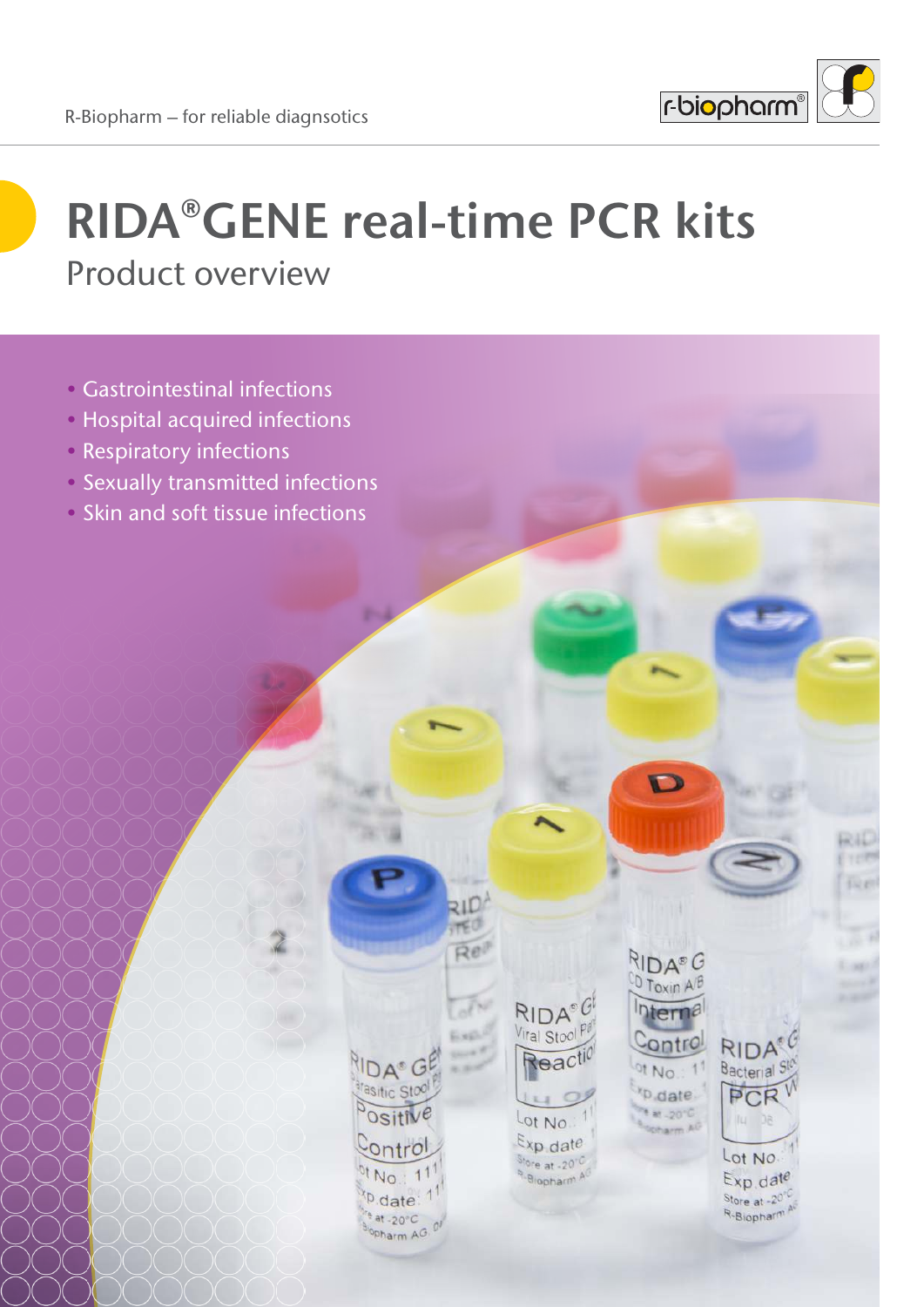R-Biopharm – for reliable diagnsotics

# RIDA®GENE real-time PCR kits

## Product overview

- Gastrointestinal infections
- Hospital acquired infections
- Respiratory infections
- Sexually transmitted infections
- Skin and soft tissue infections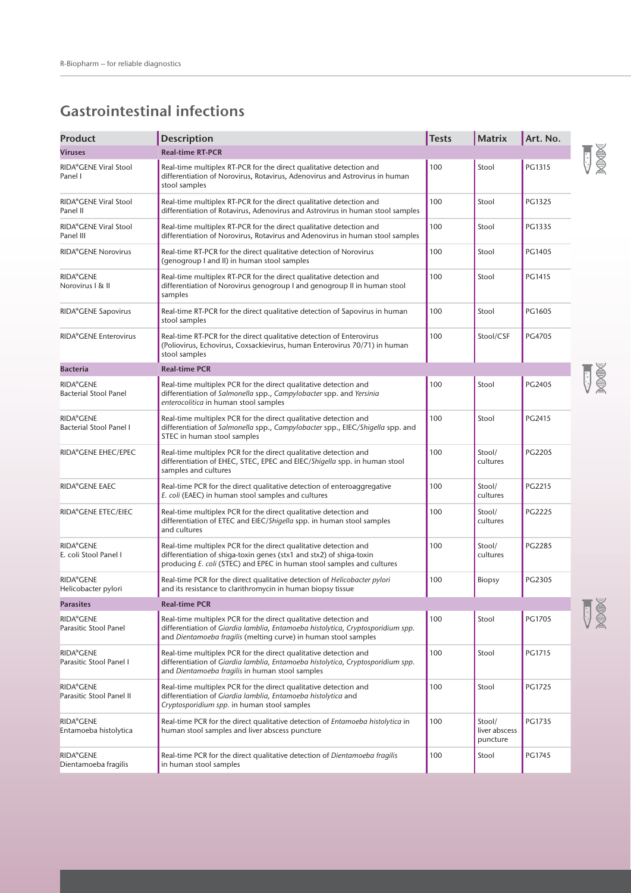## Gastrointestinal infections

| Product | Description | Tests | Matrix | Art. No. |
|---|---|---|---|---|
| **Viruses** | **Real-time RT-PCR** | | | |
| RIDA®GENE Viral Stool Panel I | Real-time multiplex RT-PCR for the direct qualitative detection and differentiation of Norovirus, Rotavirus, Adenovirus and Astrovirus in human stool samples | 100 | Stool | PG1315 |
| RIDA®GENE Viral Stool Panel II | Real-time multiplex RT-PCR for the direct qualitative detection and differentiation of Rotavirus, Adenovirus and Astrovirus in human stool samples | 100 | Stool | PG1325 |
| RIDA®GENE Viral Stool Panel III | Real-time multiplex RT-PCR for the direct qualitative detection and differentiation of Norovirus, Rotavirus and Adenovirus in human stool samples | 100 | Stool | PG1335 |
| RIDA®GENE Norovirus | Real-time RT-PCR for the direct qualitative detection of Norovirus (genogroup I and II) in human stool samples | 100 | Stool | PG1405 |
| RIDA®GENE Norovirus I & II | Real-time multiplex RT-PCR for the direct qualitative detection and differentiation of Norovirus genogroup I and genogroup II in human stool samples | 100 | Stool | PG1415 |
| RIDA®GENE Sapovirus | Real-time RT-PCR for the direct qualitative detection of Sapovirus in human stool samples | 100 | Stool | PG1605 |
| RIDA®GENE Enterovirus | Real-time RT-PCR for the direct qualitative detection of Enterovirus (Poliovirus, Echovirus, Coxsackievirus, human Enterovirus 70/71) in human stool samples | 100 | Stool/CSF | PG4705 |
| **Bacteria** | **Real-time PCR** | | | |
| RIDA®GENE Bacterial Stool Panel | Real-time multiplex PCR for the direct qualitative detection and differentiation of *Salmonella* spp., *Campylobacter* spp. and *Yersinia enterocolitica* in human stool samples | 100 | Stool | PG2405 |
| RIDA®GENE Bacterial Stool Panel I | Real-time multiplex PCR for the direct qualitative detection and differentiation of *Salmonella* spp., *Campylobacter* spp., EIEC/*Shigella* spp. and STEC in human stool samples | 100 | Stool | PG2415 |
| RIDA®GENE EHEC/EPEC | Real-time multiplex PCR for the direct qualitative detection and differentiation of EHEC, STEC, EPEC and EIEC/*Shigella* spp. in human stool samples and cultures | 100 | Stool/ cultures | PG2205 |
| RIDA®GENE EAEC | Real-time PCR for the direct qualitative detection of enteroaggregative *E. coli* (EAEC) in human stool samples and cultures | 100 | Stool/ cultures | PG2215 |
| RIDA®GENE ETEC/EIEC | Real-time multiplex PCR for the direct qualitative detection and differentiation of ETEC and EIEC/*Shigella* spp. in human stool samples and cultures | 100 | Stool/ cultures | PG2225 |
| RIDA®GENE E. coli Stool Panel I | Real-time multiplex PCR for the direct qualitative detection and differentiation of shiga-toxin genes (stx1 and stx2) of shiga-toxin producing *E. coli* (STEC) and EPEC in human stool samples and cultures | 100 | Stool/ cultures | PG2285 |
| RIDA®GENE Helicobacter pylori | Real-time PCR for the direct qualitative detection of *Helicobacter pylori* and its resistance to clarithromycin in human biopsy tissue | 100 | Biopsy | PG2305 |
| **Parasites** | **Real-time PCR** | | | |
| RIDA®GENE Parasitic Stool Panel | Real-time multiplex PCR for the direct qualitative detection and differentiation of *Giardia lamblia, Entamoeba histolytica, Cryptosporidium spp.* and *Dientamoeba fragilis* (melting curve) in human stool samples | 100 | Stool | PG1705 |
| RIDA®GENE Parasitic Stool Panel I | Real-time multiplex PCR for the direct qualitative detection and differentiation of *Giardia lamblia, Entamoeba histolytica, Cryptosporidium spp.* and *Dientamoeba fragilis* in human stool samples | 100 | Stool | PG1715 |
| RIDA®GENE Parasitic Stool Panel II | Real-time multiplex PCR for the direct qualitative detection and differentiation of *Giardia lamblia, Entamoeba histolytica* and *Cryptosporidium spp.* in human stool samples | 100 | Stool | PG1725 |
| RIDA®GENE Entamoeba histolytica | Real-time PCR for the direct qualitative detection of *Entamoeba histolytica* in human stool samples and liver abscess puncture | 100 | Stool/ liver abscess puncture | PG1735 |
| RIDA®GENE Dientamoeba fragilis | Real-time PCR for the direct qualitative detection of *Dientamoeba fragilis* in human stool samples | 100 | Stool | PG1745 |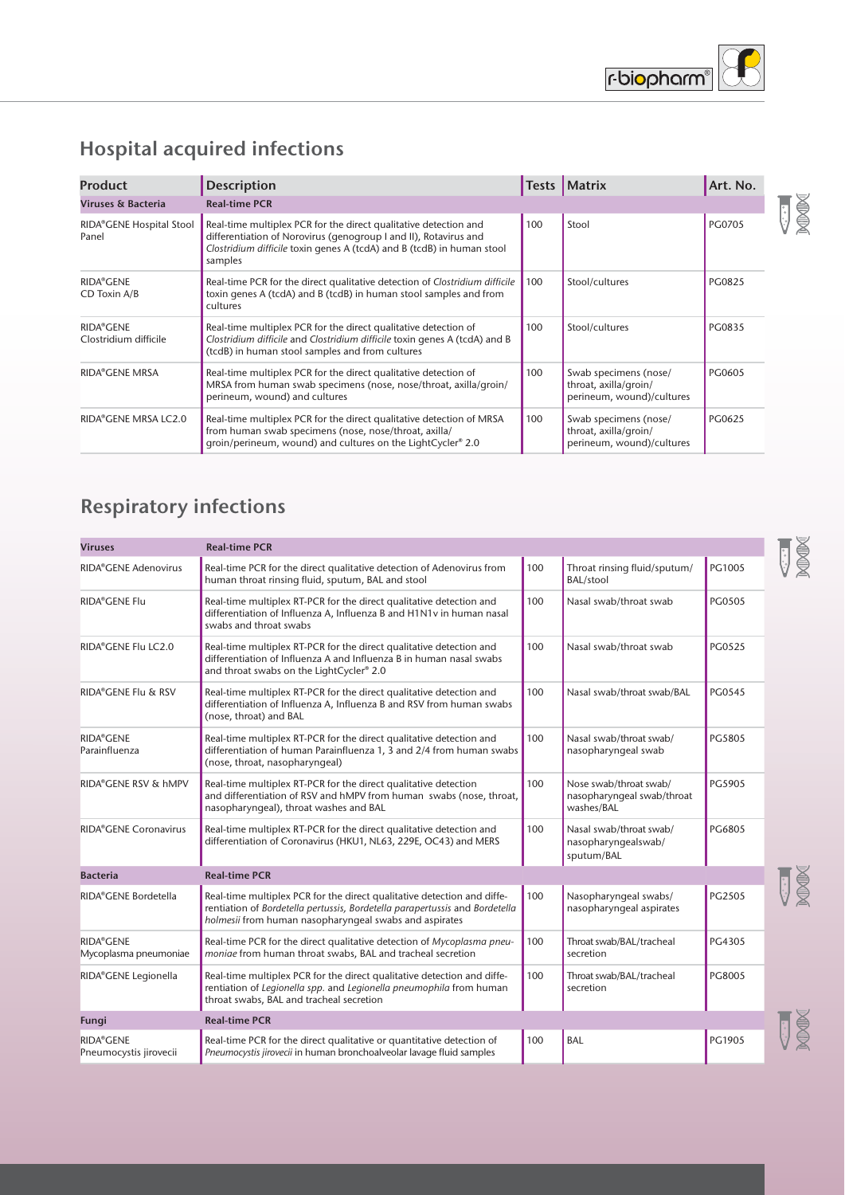## Hospital acquired infections

| Product | Description | Tests | Matrix | Art. No. |
|---|---|---|---|---|
| **Viruses & Bacteria** | **Real-time PCR** | | | |
| RIDA®GENE Hospital Stool Panel | Real-time multiplex PCR for the direct qualitative detection and differentiation of Norovirus (genogroup I and II), Rotavirus and *Clostridium difficile* toxin genes A (tcdA) and B (tcdB) in human stool samples | 100 | Stool | PG0705 |
| RIDA®GENE CD Toxin A/B | Real-time PCR for the direct qualitative detection of *Clostridium difficile* toxin genes A (tcdA) and B (tcdB) in human stool samples and from cultures | 100 | Stool/cultures | PG0825 |
| RIDA®GENE Clostridium difficile | Real-time multiplex PCR for the direct qualitative detection of *Clostridium difficile* and *Clostridium difficile* toxin genes A (tcdA) and B (tcdB) in human stool samples and from cultures | 100 | Stool/cultures | PG0835 |
| RIDA®GENE MRSA | Real-time multiplex PCR for the direct qualitative detection of MRSA from human swab specimens (nose, nose/throat, axilla/groin/ perineum, wound) and cultures | 100 | Swab specimens (nose/ throat, axilla/groin/ perineum, wound)/cultures | PG0605 |
| RIDA®GENE MRSA LC2.0 | Real-time multiplex PCR for the direct qualitative detection of MRSA from human swab specimens (nose, nose/throat, axilla/ groin/perineum, wound) and cultures on the LightCycler® 2.0 | 100 | Swab specimens (nose/ throat, axilla/groin/ perineum, wound)/cultures | PG0625 |

## Respiratory infections

| Product | Description | Tests | Matrix | Art. No. |
|---|---|---|---|---|
| **Viruses** | **Real-time PCR** | | | |
| RIDA®GENE Adenovirus | Real-time PCR for the direct qualitative detection of Adenovirus from human throat rinsing fluid, sputum, BAL and stool | 100 | Throat rinsing fluid/sputum/ BAL/stool | PG1005 |
| RIDA®GENE Flu | Real-time multiplex RT-PCR for the direct qualitative detection and differentiation of Influenza A, Influenza B and H1N1v in human nasal swabs and throat swabs | 100 | Nasal swab/throat swab | PG0505 |
| RIDA®GENE Flu LC2.0 | Real-time multiplex RT-PCR for the direct qualitative detection and differentiation of Influenza A and Influenza B in human nasal swabs and throat swabs on the LightCycler® 2.0 | 100 | Nasal swab/throat swab | PG0525 |
| RIDA®GENE Flu & RSV | Real-time multiplex RT-PCR for the direct qualitative detection and differentiation of Influenza A, Influenza B and RSV from human swabs (nose, throat) and BAL | 100 | Nasal swab/throat swab/BAL | PG0545 |
| RIDA®GENE Parainfluenza | Real-time multiplex RT-PCR for the direct qualitative detection and differentiation of human Parainfluenza 1, 3 and 2/4 from human swabs (nose, throat, nasopharyngeal) | 100 | Nasal swab/throat swab/ nasopharyngeal swab | PG5805 |
| RIDA®GENE RSV & hMPV | Real-time multiplex RT-PCR for the direct qualitative detection and differentiation of RSV and hMPV from human swabs (nose, throat, nasopharyngeal), throat washes and BAL | 100 | Nose swab/throat swab/ nasopharyngeal swab/throat washes/BAL | PG5905 |
| RIDA®GENE Coronavirus | Real-time multiplex RT-PCR for the direct qualitative detection and differentiation of Coronavirus (HKU1, NL63, 229E, OC43) and MERS | 100 | Nasal swab/throat swab/ nasopharyngealswab/ sputum/BAL | PG6805 |
| **Bacteria** | **Real-time PCR** | | | |
| RIDA®GENE Bordetella | Real-time multiplex PCR for the direct qualitative detection and differentiation of *Bordetella pertussis*, *Bordetella parapertussis* and *Bordetella holmesii* from human nasopharyngeal swabs and aspirates | 100 | Nasopharyngeal swabs/ nasopharyngeal aspirates | PG2505 |
| RIDA®GENE Mycoplasma pneumoniae | Real-time PCR for the direct qualitative detection of *Mycoplasma pneumoniae* from human throat swabs, BAL and tracheal secretion | 100 | Throat swab/BAL/tracheal secretion | PG4305 |
| RIDA®GENE Legionella | Real-time multiplex PCR for the direct qualitative detection and differentiation of *Legionella spp.* and *Legionella pneumophila* from human throat swabs, BAL and tracheal secretion | 100 | Throat swab/BAL/tracheal secretion | PG8005 |
| **Fungi** | **Real-time PCR** | | | |
| RIDA®GENE Pneumocystis jirovecii | Real-time PCR for the direct qualitative or quantitative detection of *Pneumocystis jirovecii* in human bronchoalveolar lavage fluid samples | 100 | BAL | PG1905 |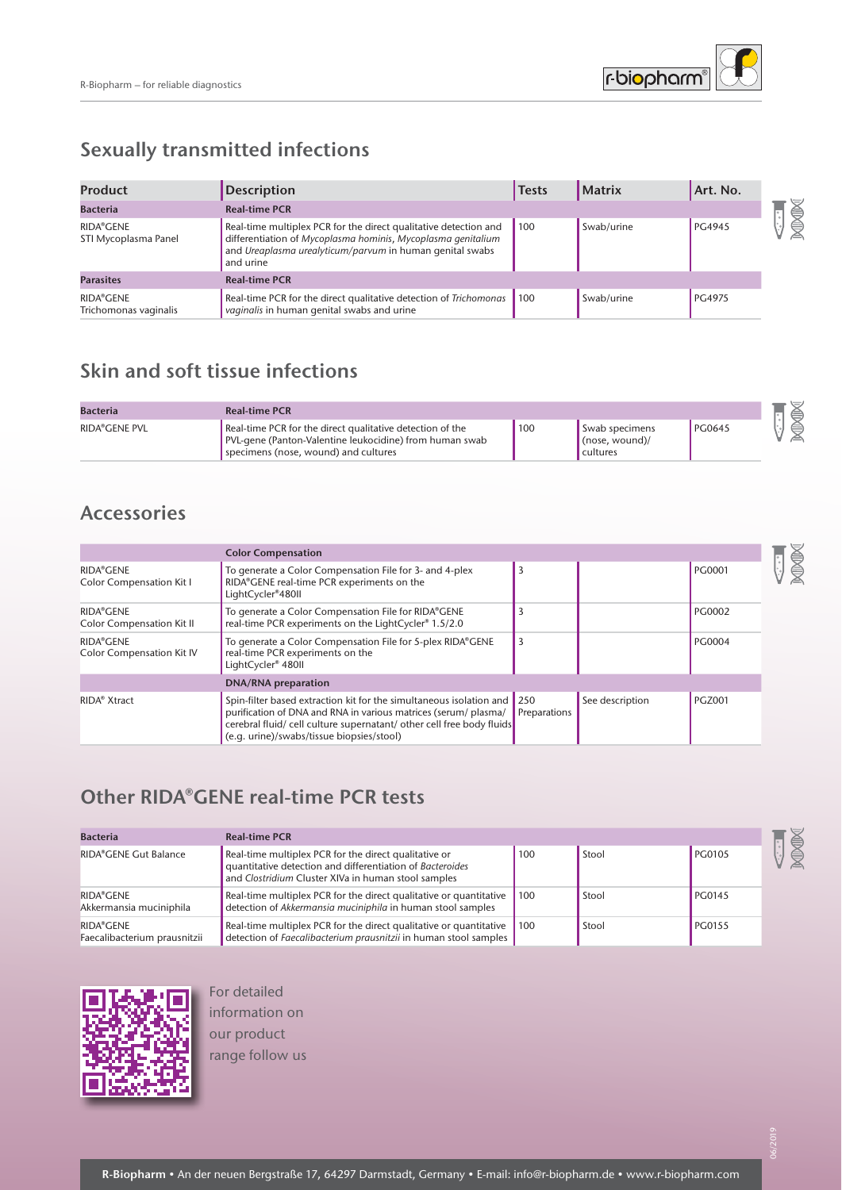## Sexually transmitted infections

| Product | Description | Tests | Matrix | Art. No. |
|---|---|---|---|---|
| **Bacteria** | **Real-time PCR** | | | |
| RIDA®GENE STI Mycoplasma Panel | Real-time multiplex PCR for the direct qualitative detection and differentiation of *Mycoplasma hominis*, *Mycoplasma genitalium* and *Ureaplasma urealyticum/parvum* in human genital swabs and urine | 100 | Swab/urine | PG4945 |
| **Parasites** | **Real-time PCR** | | | |
| RIDA®GENE Trichomonas vaginalis | Real-time PCR for the direct qualitative detection of *Trichomonas vaginalis* in human genital swabs and urine | 100 | Swab/urine | PG4975 |

## Skin and soft tissue infections

| | | | | |
|---|---|---|---|---|
| **Bacteria** | **Real-time PCR** | | | |
| RIDA®GENE PVL | Real-time PCR for the direct qualitative detection of the PVL-gene (Panton-Valentine leukocidine) from human swab specimens (nose, wound) and cultures | 100 | Swab specimens (nose, wound)/ cultures | PG0645 |

## Accessories

| | | | | |
|---|---|---|---|---|
| | **Color Compensation** | | | |
| RIDA®GENE Color Compensation Kit I | To generate a Color Compensation File for 3- and 4-plex RIDA®GENE real-time PCR experiments on the LightCycler®480II | 3 | | PG0001 |
| RIDA®GENE Color Compensation Kit II | To generate a Color Compensation File for RIDA®GENE real-time PCR experiments on the LightCycler® 1.5/2.0 | 3 | | PG0002 |
| RIDA®GENE Color Compensation Kit IV | To generate a Color Compensation File for 5-plex RIDA®GENE real-time PCR experiments on the LightCycler® 480II | 3 | | PG0004 |
| | **DNA/RNA preparation** | | | |
| RIDA® Xtract | Spin-filter based extraction kit for the simultaneous isolation and purification of DNA and RNA in various matrices (serum/ plasma/ cerebral fluid/ cell culture supernatant/ other cell free body fluids (e.g. urine)/swabs/tissue biopsies/stool) | 250 Preparations | See description | PGZ001 |

## Other RIDA®GENE real-time PCR tests

| | | | | |
|---|---|---|---|---|
| **Bacteria** | **Real-time PCR** | | | |
| RIDA®GENE Gut Balance | Real-time multiplex PCR for the direct qualitative or quantitative detection and differentiation of *Bacteroides* and *Clostridium* Cluster XIVa in human stool samples | 100 | Stool | PG0105 |
| RIDA®GENE Akkermansia muciniphila | Real-time multiplex PCR for the direct qualitative or quantitative detection of *Akkermansia muciniphila* in human stool samples | 100 | Stool | PG0145 |
| RIDA®GENE Faecalibacterium prausnitzii | Real-time multiplex PCR for the direct qualitative or quantitative detection of *Faecalibacterium prausnitzii* in human stool samples | 100 | Stool | PG0155 |

For detailed information on our product range follow us

06/2019

**R-Biopharm** • An der neuen Bergstraße 17, 64297 Darmstadt, Germany • E-mail: info@r-biopharm.de • www.r-biopharm.com